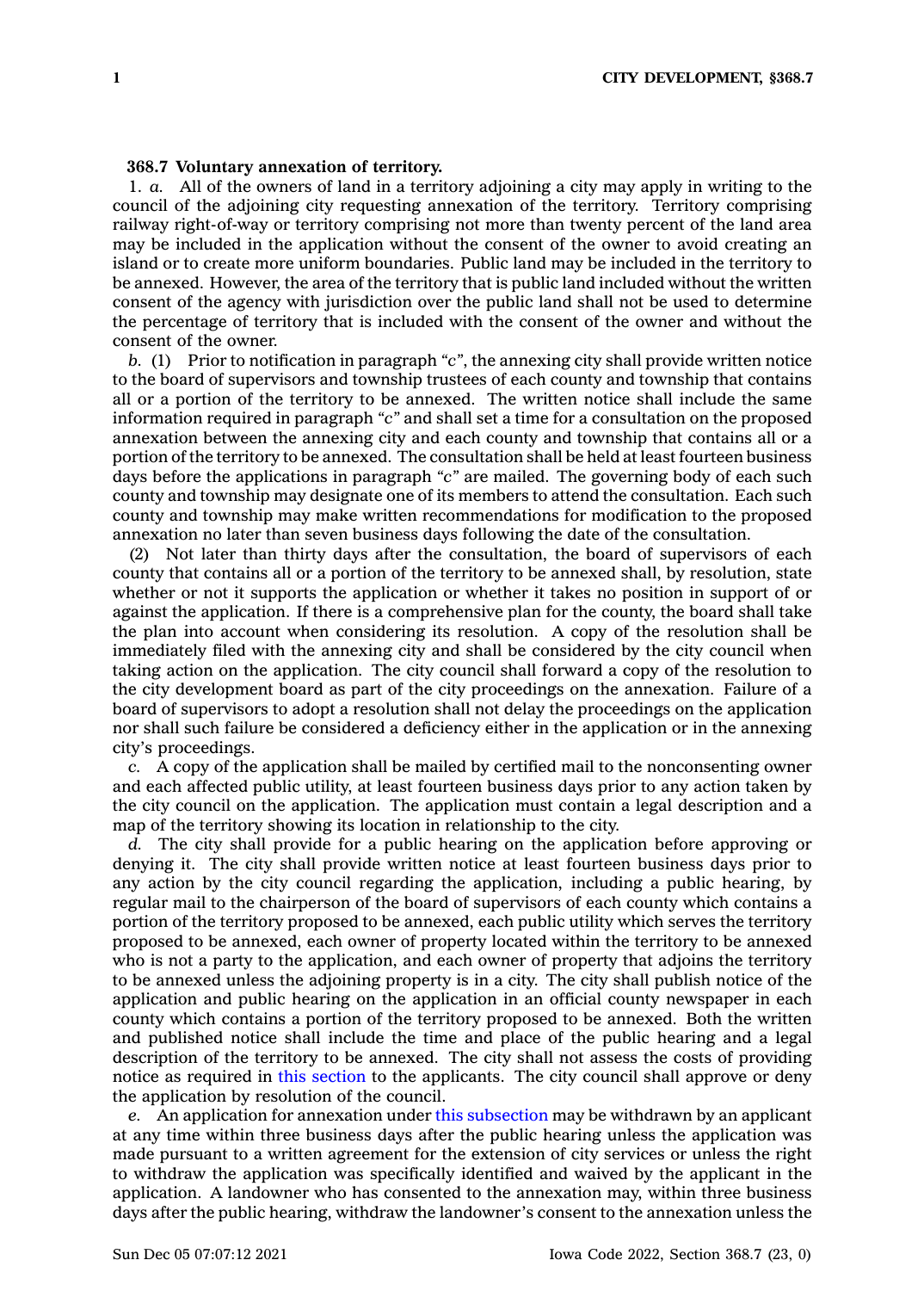### 368.7 Voluntary annexation of territory.

1. *a.* All of the owners of land in a territory adjoining a city may apply in writing to the council of the adjoining city requesting annexation of the territory. Territory comprising railway right-of-way or territory comprising not more than twenty percent of the land area may be included in the application without the consent of the owner to avoid creating an island or to create more uniform boundaries. Public land may be included in the territory to be annexed. However, the area of the territory that is public land included without the written consent of the agency with jurisdiction over the public land shall not be used to determine the percentage of territory that is included with the consent of the owner and without the consent of the owner.

*b.* (1) Prior to notification in paragraph *"c"*, the annexing city shall provide written notice to the board of supervisors and township trustees of each county and township that contains all or a portion of the territory to be annexed. The written notice shall include the same information required in paragraph *"c"* and shall set a time for a consultation on the proposed annexation between the annexing city and each county and township that contains all or a portion of the territory to be annexed. The consultation shall be held at least fourteen business days before the applications in paragraph *"c"* are mailed. The governing body of each such county and township may designate one of its members to attend the consultation. Each such county and township may make written recommendations for modification to the proposed annexation no later than seven business days following the date of the consultation.

(2) Not later than thirty days after the consultation, the board of supervisors of each county that contains all or a portion of the territory to be annexed shall, by resolution, state whether or not it supports the application or whether it takes no position in support of or against the application. If there is a comprehensive plan for the county, the board shall take the plan into account when considering its resolution. A copy of the resolution shall be immediately filed with the annexing city and shall be considered by the city council when taking action on the application. The city council shall forward a copy of the resolution to the city development board as part of the city proceedings on the annexation. Failure of a board of supervisors to adopt a resolution shall not delay the proceedings on the application nor shall such failure be considered a deficiency either in the application or in the annexing city's proceedings.

*c.* A copy of the application shall be mailed by certified mail to the nonconsenting owner and each affected public utility, at least fourteen business days prior to any action taken by the city council on the application. The application must contain a legal description and a map of the territory showing its location in relationship to the city.

*d.* The city shall provide for a public hearing on the application before approving or denying it. The city shall provide written notice at least fourteen business days prior to any action by the city council regarding the application, including a public hearing, by regular mail to the chairperson of the board of supervisors of each county which contains a portion of the territory proposed to be annexed, each public utility which serves the territory proposed to be annexed, each owner of property located within the territory to be annexed who is not a party to the application, and each owner of property that adjoins the territory to be annexed unless the adjoining property is in a city. The city shall publish notice of the application and public hearing on the application in an official county newspaper in each county which contains a portion of the territory proposed to be annexed. Both the written and published notice shall include the time and place of the public hearing and a legal description of the territory to be annexed. The city shall not assess the costs of providing notice as required in this section to the applicants. The city council shall approve or deny the application by resolution of the council.

*e.* An application for annexation under this subsection may be withdrawn by an applicant at any time within three business days after the public hearing unless the application was made pursuant to a written agreement for the extension of city services or unless the right to withdraw the application was specifically identified and waived by the applicant in the application. A landowner who has consented to the annexation may, within three business days after the public hearing, withdraw the landowner's consent to the annexation unless the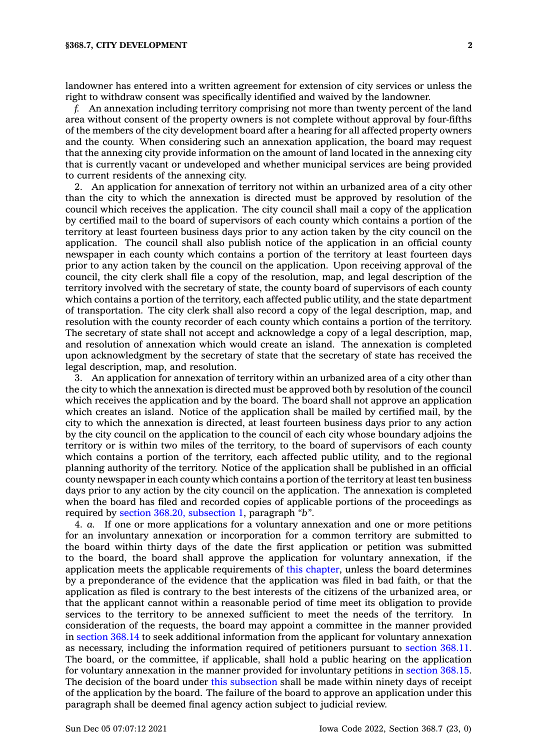landowner has entered into a written agreement for extension of city services or unless the right to withdraw consent was specifically identified and waived by the landowner.

*f.* An annexation including territory comprising not more than twenty percent of the land area without consent of the property owners is not complete without approval by four-fifths of the members of the city development board after a hearing for all affected property owners and the county. When considering such an annexation application, the board may request that the annexing city provide information on the amount of land located in the annexing city that is currently vacant or undeveloped and whether municipal services are being provided to current residents of the annexing city.

2. An application for annexation of territory not within an urbanized area of a city other than the city to which the annexation is directed must be approved by resolution of the council which receives the application. The city council shall mail a copy of the application by certified mail to the board of supervisors of each county which contains a portion of the territory at least fourteen business days prior to any action taken by the city council on the application. The council shall also publish notice of the application in an official county newspaper in each county which contains a portion of the territory at least fourteen days prior to any action taken by the council on the application. Upon receiving approval of the council, the city clerk shall file a copy of the resolution, map, and legal description of the territory involved with the secretary of state, the county board of supervisors of each county which contains a portion of the territory, each affected public utility, and the state department of transportation. The city clerk shall also record a copy of the legal description, map, and resolution with the county recorder of each county which contains a portion of the territory. The secretary of state shall not accept and acknowledge a copy of a legal description, map, and resolution of annexation which would create an island. The annexation is completed upon acknowledgment by the secretary of state that the secretary of state has received the legal description, map, and resolution.

3. An application for annexation of territory within an urbanized area of a city other than the city to which the annexation is directed must be approved both by resolution of the council which receives the application and by the board. The board shall not approve an application which creates an island. Notice of the application shall be mailed by certified mail, by the city to which the annexation is directed, at least fourteen business days prior to any action by the city council on the application to the council of each city whose boundary adjoins the territory or is within two miles of the territory, to the board of supervisors of each county which contains a portion of the territory, each affected public utility, and to the regional planning authority of the territory. Notice of the application shall be published in an official county newspaper in each county which contains a portion of the territory at least ten business days prior to any action by the city council on the application. The annexation is completed when the board has filed and recorded copies of applicable portions of the proceedings as required by section 368.20, subsection 1, paragraph "*b*".

4. *a.* If one or more applications for a voluntary annexation and one or more petitions for an involuntary annexation or incorporation for a common territory are submitted to the board within thirty days of the date the first application or petition was submitted to the board, the board shall approve the application for voluntary annexation, if the application meets the applicable requirements of this chapter, unless the board determines by a preponderance of the evidence that the application was filed in bad faith, or that the application as filed is contrary to the best interests of the citizens of the urbanized area, or that the applicant cannot within a reasonable period of time meet its obligation to provide services to the territory to be annexed sufficient to meet the needs of the territory. In consideration of the requests, the board may appoint a committee in the manner provided in section 368.14 to seek additional information from the applicant for voluntary annexation as necessary, including the information required of petitioners pursuant to section 368.11. The board, or the committee, if applicable, shall hold a public hearing on the application for voluntary annexation in the manner provided for involuntary petitions in section 368.15. The decision of the board under this subsection shall be made within ninety days of receipt of the application by the board. The failure of the board to approve an application under this paragraph shall be deemed final agency action subject to judicial review.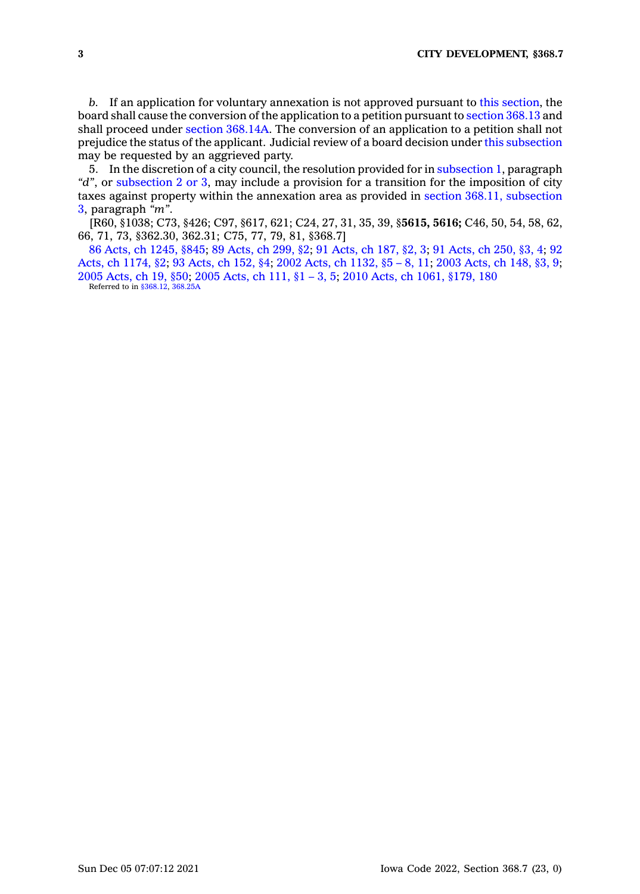*b.* If an application for voluntary annexation is not approved pursuant to this section, the board shall cause the conversion of the application to a petition pursuant to section 368.13 and shall proceed under section 368.14A. The conversion of an application to a petition shall not prejudice the status of the applicant. Judicial review of a board decision under this subsection may be requested by an aggrieved party.

5. In the discretion of a city council, the resolution provided for in subsection 1, paragraph *"d"*, or subsection 2 or 3, may include a provision for a transition for the imposition of city taxes against property within the annexation area as provided in section 368.11, subsection 3, paragraph *"m"*.

[R60, §1038; C73, §426; C97, §617, 621; C24, 27, 31, 35, 39, §**5615, 5616;** C46, 50, 54, 58, 62, 66, 71, 73, §362.30, 362.31; C75, 77, 79, 81, §368.7]

86 Acts, ch 1245, §845; 89 Acts, ch 299, §2; 91 Acts, ch 187, §2, 3; 91 Acts, ch 250, §3, 4; 92 Acts, ch 1174, §2; 93 Acts, ch 152, §4; 2002 Acts, ch 1132, §5 – 8, 11; 2003 Acts, ch 148, §3, 9; 2005 Acts, ch 19, §50; 2005 Acts, ch 111, §1 – 3, 5; 2010 Acts, ch 1061, §179, 180

Referred to in §368.12, 368.25A